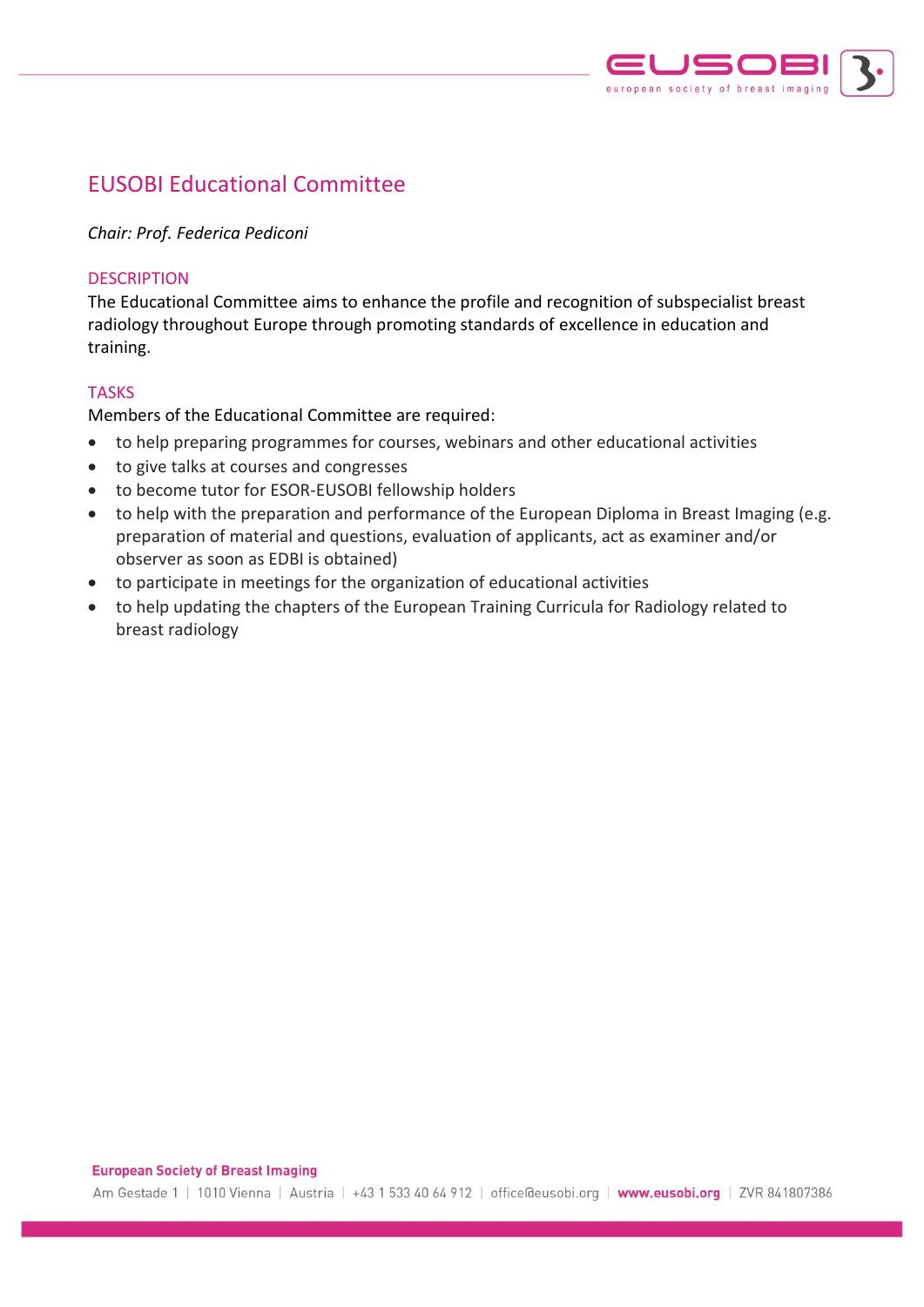# EUSOBI Educational Committee

*Chair: Prof. Federica Pediconi*

## DESCRIPTION

The Educational Committee aims to enhance the profile and recognition of subspecialist breast radiology throughout Europe through promoting standards of excellence in education and training.

## TASKS

Members of the Educational Committee are required:

- to help preparing programmes for courses, webinars and other educational activities
- to give talks at courses and congresses
- to become tutor for ESOR-EUSOBI fellowship holders
- to help with the preparation and performance of the European Diploma in Breast Imaging (e.g. preparation of material and questions, evaluation of applicants, act as examiner and/or observer as soon as EDBI is obtained)
- to participate in meetings for the organization of educational activities
- to help updating the chapters of the European Training Curricula for Radiology related to breast radiology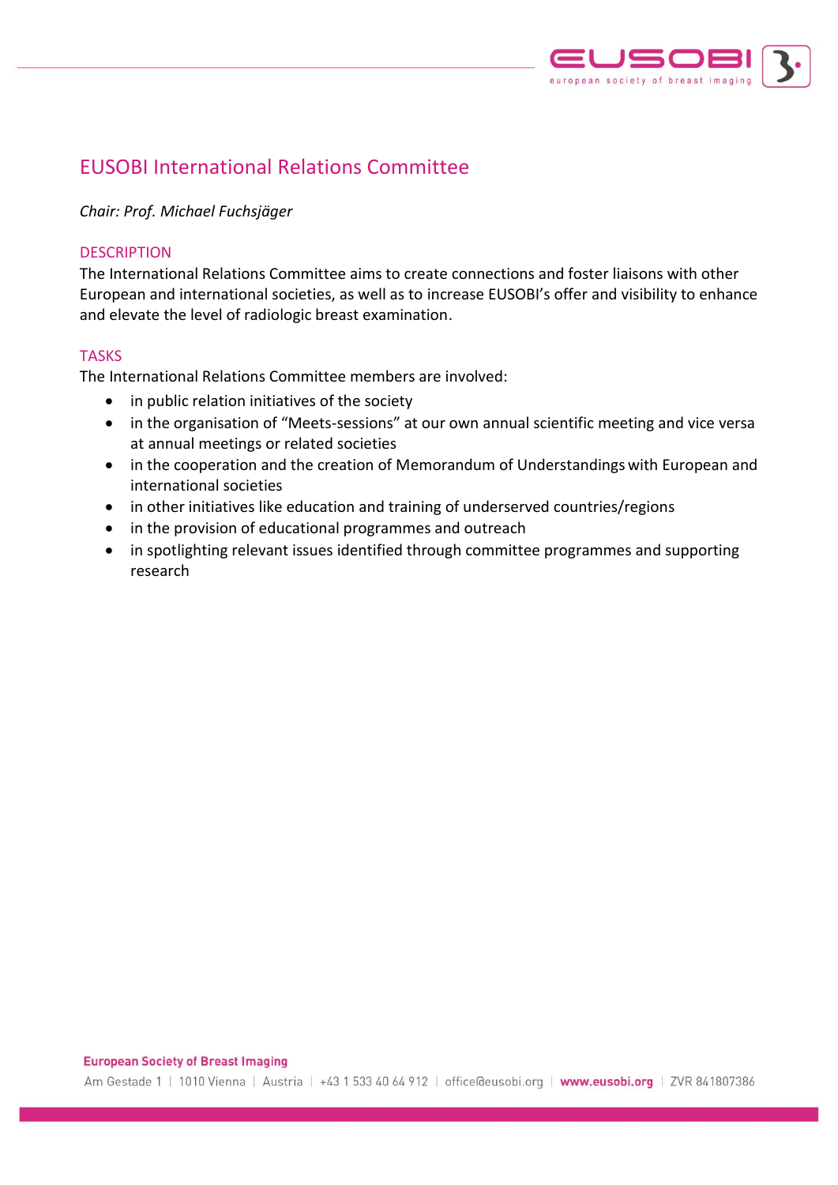# EUSOBI International Relations Committee

*Chair: Prof. Michael Fuchsjäger*

## DESCRIPTION

The International Relations Committee aims to create connections and foster liaisons with other European and international societies, as well as to increase EUSOBI's offer and visibility to enhance and elevate the level of radiologic breast examination.

## TASKS

The International Relations Committee members are involved:

- in public relation initiatives of the society
- in the organisation of "Meets-sessions" at our own annual scientific meeting and vice versa at annual meetings or related societies
- in the cooperation and the creation of Memorandum of Understandings with European and international societies
- in other initiatives like education and training of underserved countries/regions
- in the provision of educational programmes and outreach
- in spotlighting relevant issues identified through committee programmes and supporting research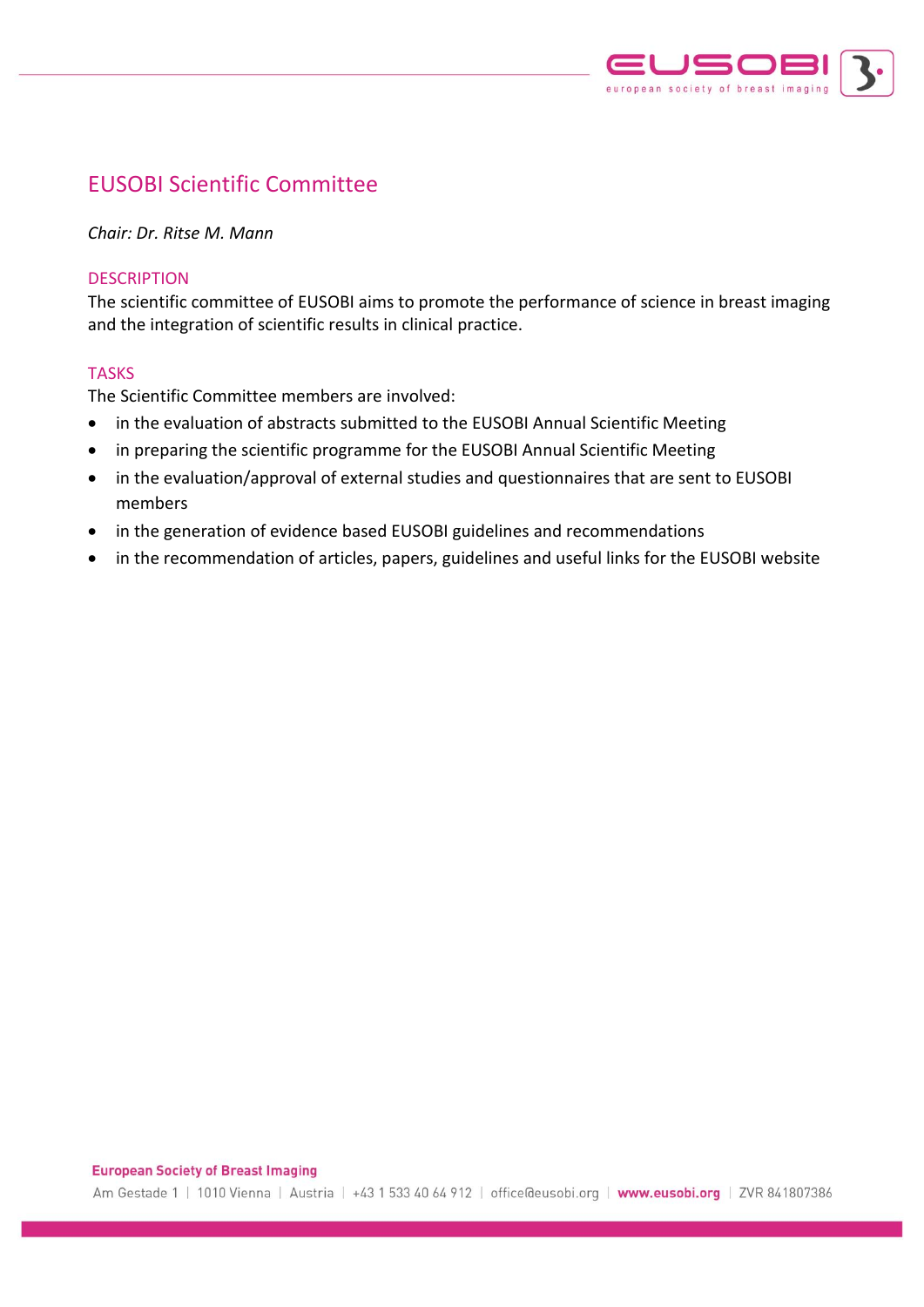# EUSOBI Scientific Committee

*Chair: Dr. Ritse M. Mann*

## DESCRIPTION

The scientific committee of EUSOBI aims to promote the performance of science in breast imaging and the integration of scientific results in clinical practice.

## TASKS

The Scientific Committee members are involved:

- in the evaluation of abstracts submitted to the EUSOBI Annual Scientific Meeting
- in preparing the scientific programme for the EUSOBI Annual Scientific Meeting
- in the evaluation/approval of external studies and questionnaires that are sent to EUSOBI members
- in the generation of evidence based EUSOBI guidelines and recommendations
- in the recommendation of articles, papers, guidelines and useful links for the EUSOBI website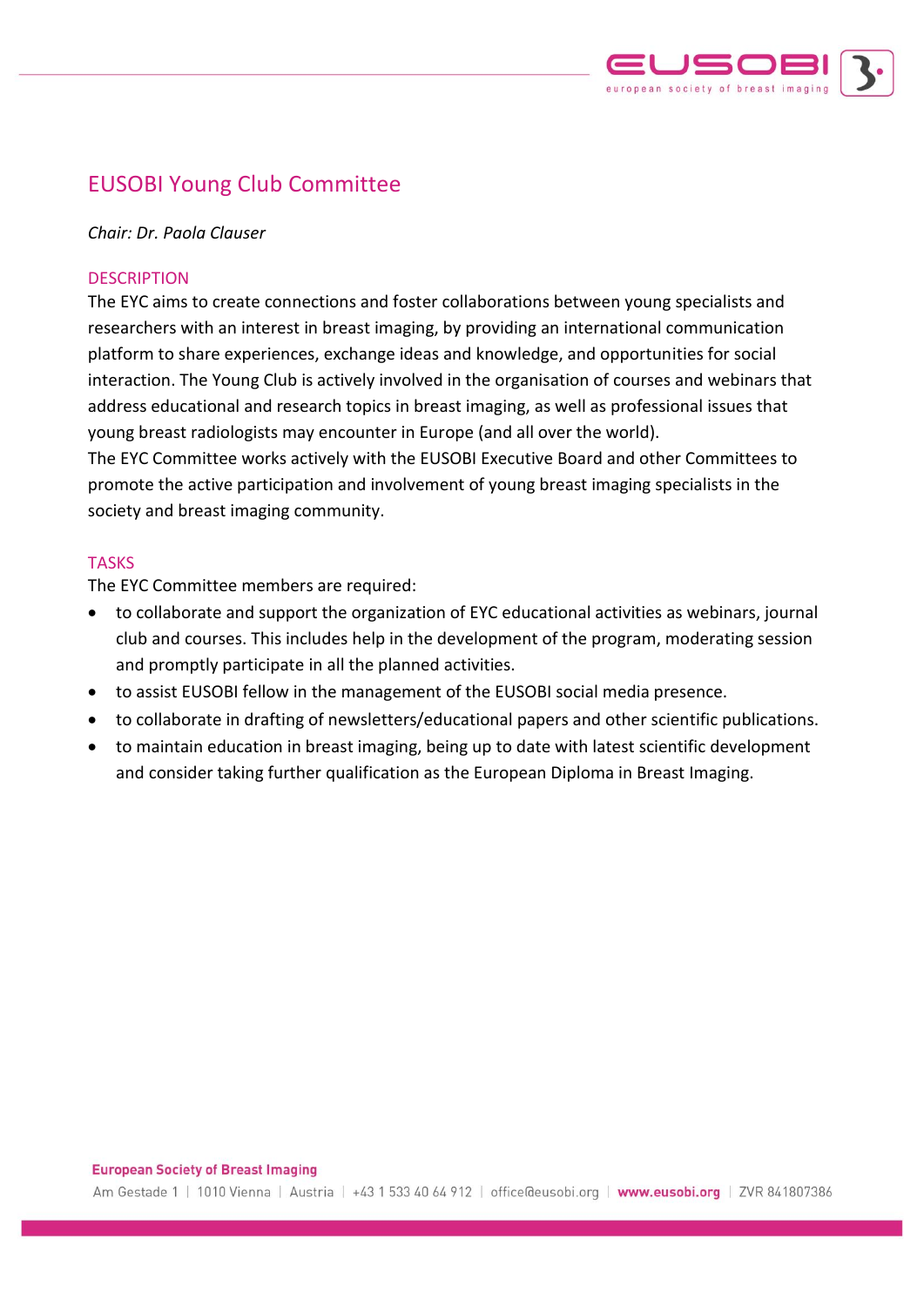# EUSOBI Young Club Committee

*Chair: Dr. Paola Clauser*

## DESCRIPTION

The EYC aims to create connections and foster collaborations between young specialists and researchers with an interest in breast imaging, by providing an international communication platform to share experiences, exchange ideas and knowledge, and opportunities for social interaction. The Young Club is actively involved in the organisation of courses and webinars that address educational and research topics in breast imaging, as well as professional issues that young breast radiologists may encounter in Europe (and all over the world).
The EYC Committee works actively with the EUSOBI Executive Board and other Committees to promote the active participation and involvement of young breast imaging specialists in the society and breast imaging community.

## TASKS

The EYC Committee members are required:

- to collaborate and support the organization of EYC educational activities as webinars, journal club and courses. This includes help in the development of the program, moderating session and promptly participate in all the planned activities.
- to assist EUSOBI fellow in the management of the EUSOBI social media presence.
- to collaborate in drafting of newsletters/educational papers and other scientific publications.
- to maintain education in breast imaging, being up to date with latest scientific development and consider taking further qualification as the European Diploma in Breast Imaging.